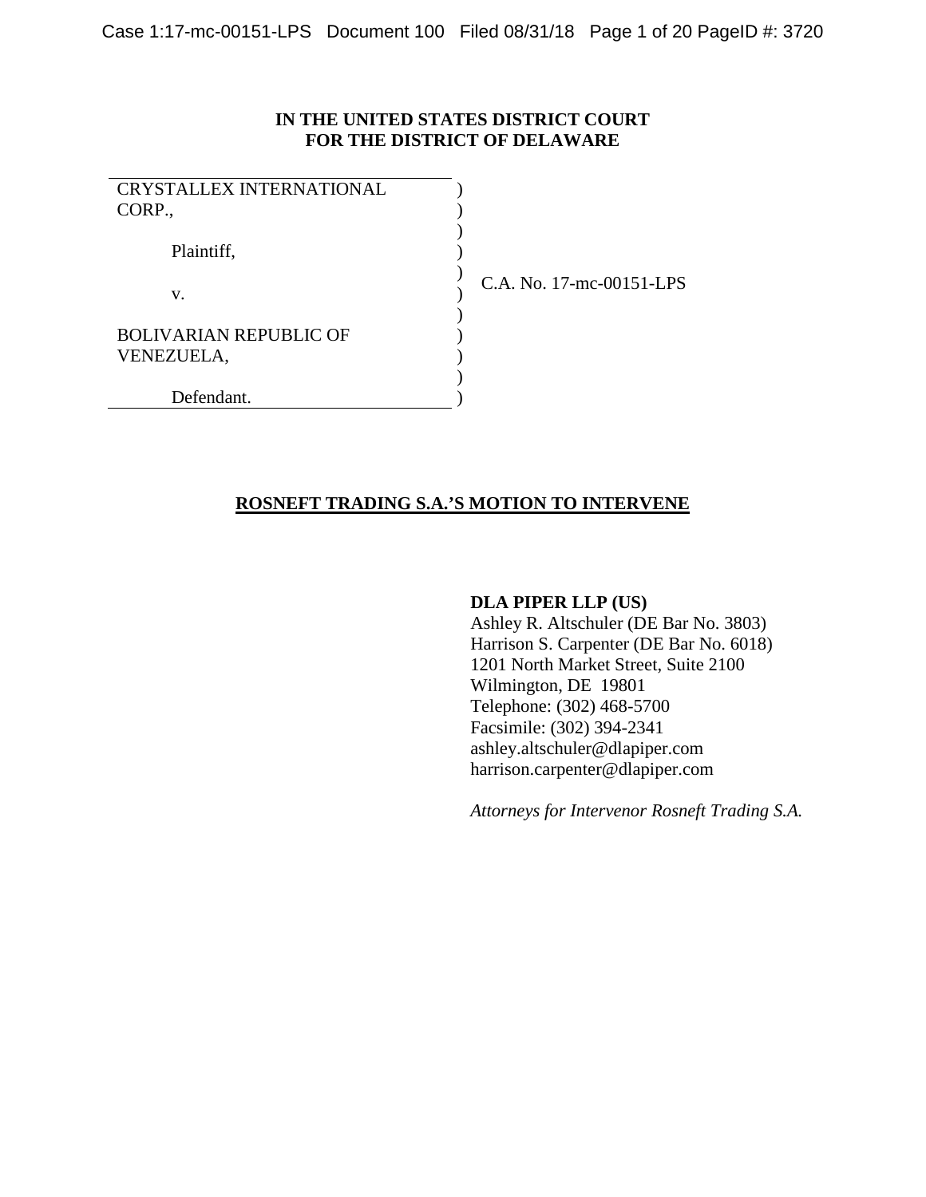**IN THE UNITED STATES DISTRICT COURT**
**FOR THE DISTRICT OF DELAWARE**

| | |
|---|---|
| CRYSTALLEX INTERNATIONAL CORP.,<br><br>Plaintiff,<br><br>v.<br><br>BOLIVARIAN REPUBLIC OF VENEZUELA,<br><br>Defendant. | C.A. No. 17-mc-00151-LPS |

## ROSNEFT TRADING S.A.'S MOTION TO INTERVENE

**DLA PIPER LLP (US)**
Ashley R. Altschuler (DE Bar No. 3803)
Harrison S. Carpenter (DE Bar No. 6018)
1201 North Market Street, Suite 2100
Wilmington, DE 19801
Telephone: (302) 468-5700
Facsimile: (302) 394-2341
ashley.altschuler@dlapiper.com
harrison.carpenter@dlapiper.com

*Attorneys for Intervenor Rosneft Trading S.A.*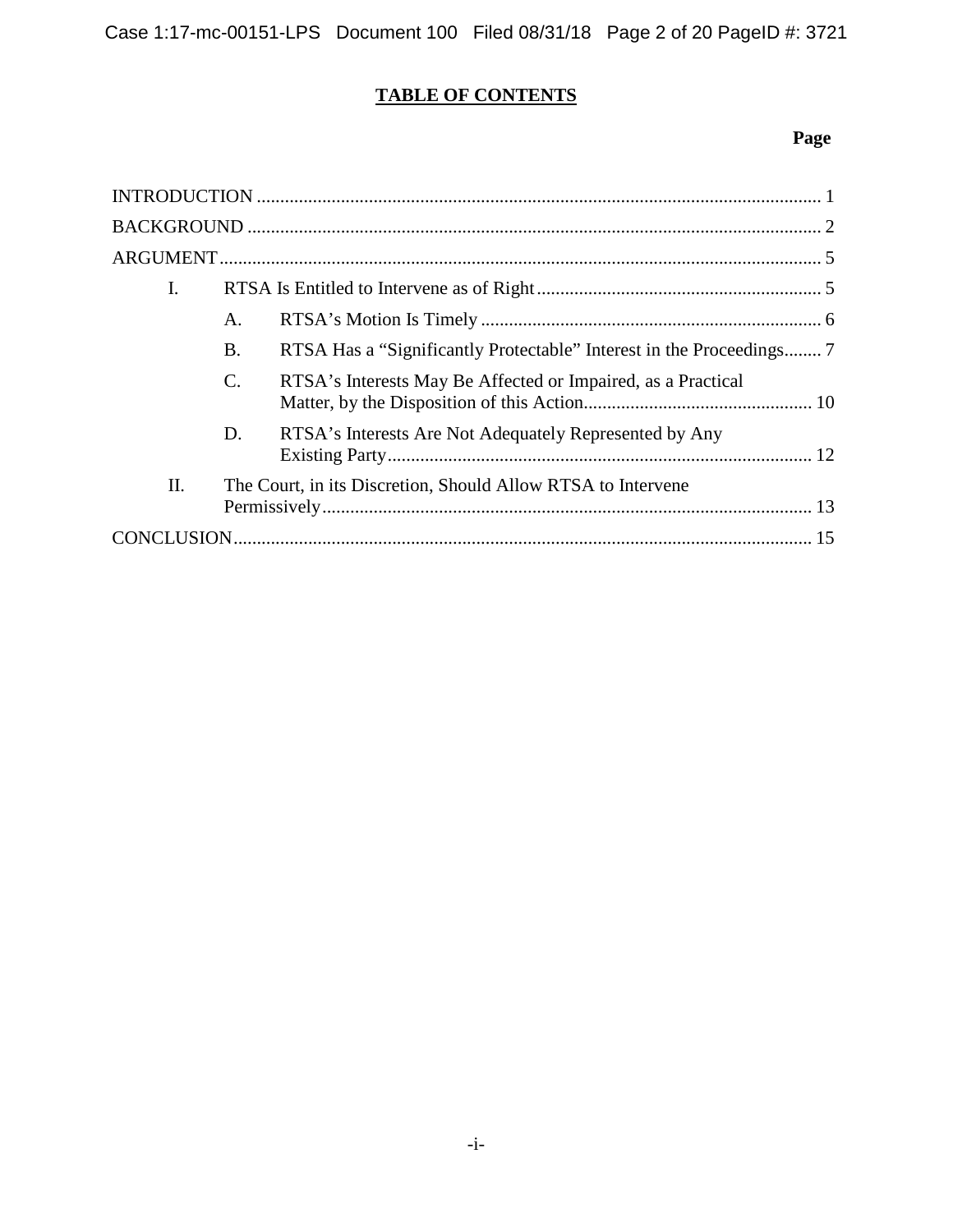## TABLE OF CONTENTS

| | Page |
|---|---|
| INTRODUCTION | 1 |
| BACKGROUND | 2 |
| ARGUMENT | 5 |
| I. RTSA Is Entitled to Intervene as of Right | 5 |
| A. RTSA's Motion Is Timely | 6 |
| B. RTSA Has a "Significantly Protectable" Interest in the Proceedings | 7 |
| C. RTSA's Interests May Be Affected or Impaired, as a Practical Matter, by the Disposition of this Action | 10 |
| D. RTSA's Interests Are Not Adequately Represented by Any Existing Party | 12 |
| II. The Court, in its Discretion, Should Allow RTSA to Intervene Permissively | 13 |
| CONCLUSION | 15 |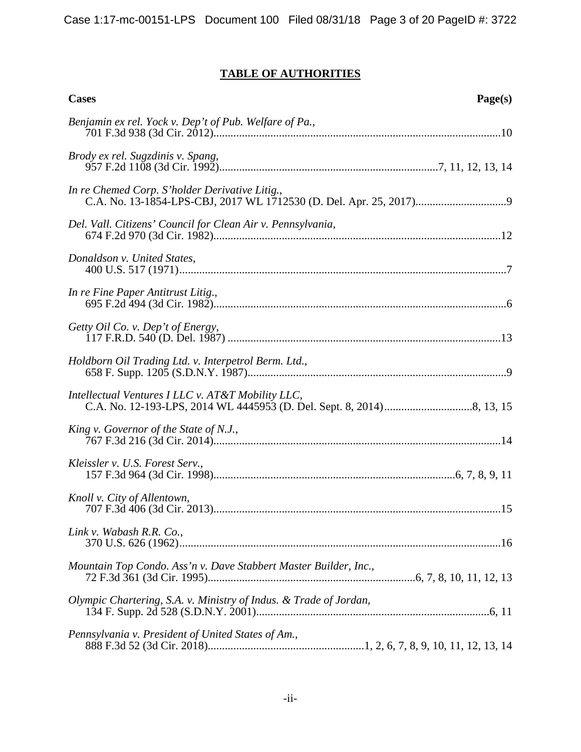**TABLE OF AUTHORITIES**

| Cases | Page(s) |
|---|---|
| *Benjamin ex rel. Yock v. Dep't of Pub. Welfare of Pa.*, 701 F.3d 938 (3d Cir. 2012) | 10 |
| *Brody ex rel. Sugzdinis v. Spang*, 957 F.2d 1108 (3d Cir. 1992) | 7, 11, 12, 13, 14 |
| *In re Chemed Corp. S'holder Derivative Litig.*, C.A. No. 13-1854-LPS-CBJ, 2017 WL 1712530 (D. Del. Apr. 25, 2017) | 9 |
| *Del. Vall. Citizens' Council for Clean Air v. Pennsylvania*, 674 F.2d 970 (3d Cir. 1982) | 12 |
| *Donaldson v. United States*, 400 U.S. 517 (1971) | 7 |
| *In re Fine Paper Antitrust Litig.*, 695 F.2d 494 (3d Cir. 1982) | 6 |
| *Getty Oil Co. v. Dep't of Energy*, 117 F.R.D. 540 (D. Del. 1987) | 13 |
| *Holdborn Oil Trading Ltd. v. Interpetrol Berm. Ltd.*, 658 F. Supp. 1205 (S.D.N.Y. 1987) | 9 |
| *Intellectual Ventures I LLC v. AT&T Mobility LLC*, C.A. No. 12-193-LPS, 2014 WL 4445953 (D. Del. Sept. 8, 2014) | 8, 13, 15 |
| *King v. Governor of the State of N.J.*, 767 F.3d 216 (3d Cir. 2014) | 14 |
| *Kleissler v. U.S. Forest Serv.*, 157 F.3d 964 (3d Cir. 1998) | 6, 7, 8, 9, 11 |
| *Knoll v. City of Allentown*, 707 F.3d 406 (3d Cir. 2013) | 15 |
| *Link v. Wabash R.R. Co.*, 370 U.S. 626 (1962) | 16 |
| *Mountain Top Condo. Ass'n v. Dave Stabbert Master Builder, Inc.*, 72 F.3d 361 (3d Cir. 1995) | 6, 7, 8, 10, 11, 12, 13 |
| *Olympic Chartering, S.A. v. Ministry of Indus. & Trade of Jordan*, 134 F. Supp. 2d 528 (S.D.N.Y. 2001) | 6, 11 |
| *Pennsylvania v. President of United States of Am.*, 888 F.3d 52 (3d Cir. 2018) | 1, 2, 6, 7, 8, 9, 10, 11, 12, 13, 14 |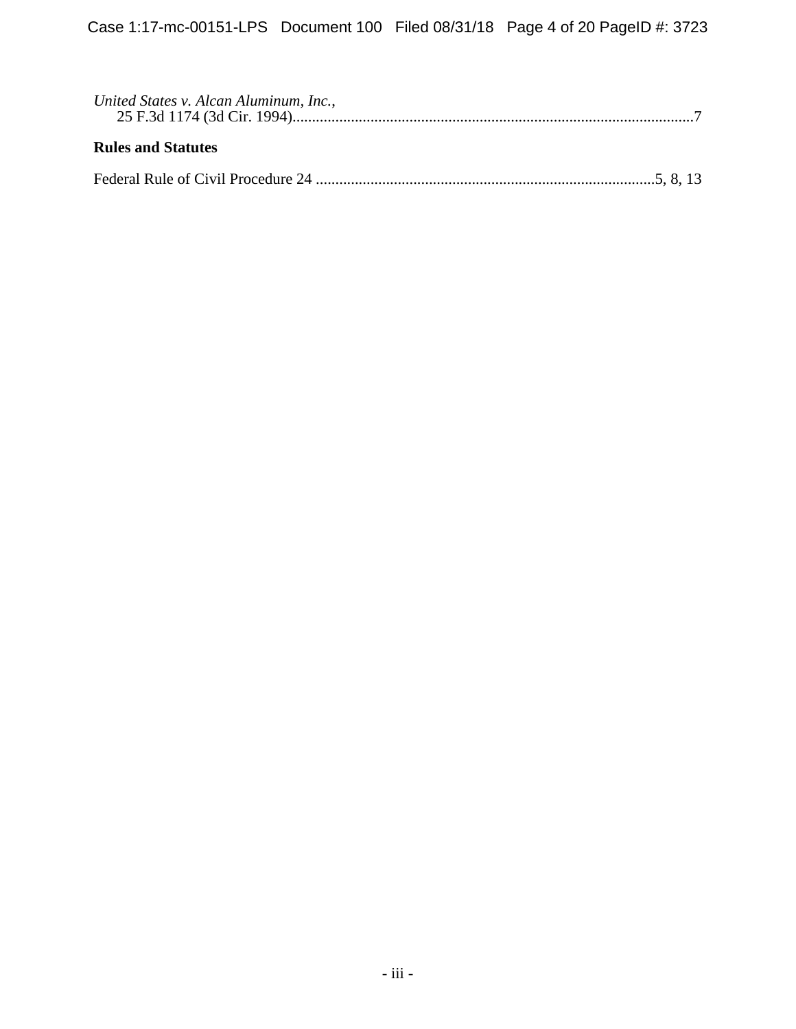*United States v. Alcan Aluminum, Inc.*,
25 F.3d 1174 (3d Cir. 1994)......................................................................................................7

**Rules and Statutes**

Federal Rule of Civil Procedure 24 ......................................................................................5, 8, 13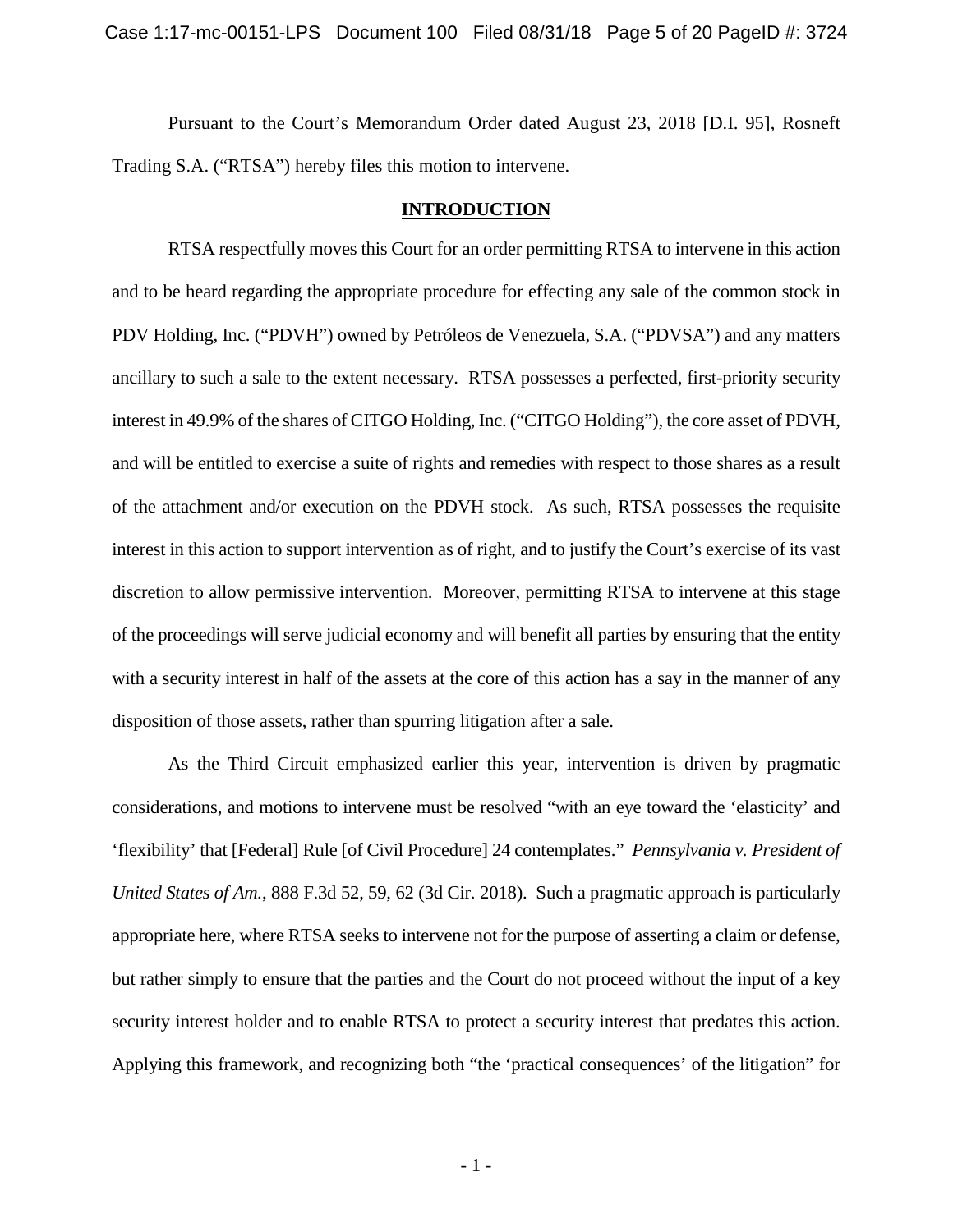Pursuant to the Court's Memorandum Order dated August 23, 2018 [D.I. 95], Rosneft Trading S.A. ("RTSA") hereby files this motion to intervene.

## **INTRODUCTION**

RTSA respectfully moves this Court for an order permitting RTSA to intervene in this action and to be heard regarding the appropriate procedure for effecting any sale of the common stock in PDV Holding, Inc. ("PDVH") owned by Petróleos de Venezuela, S.A. ("PDVSA") and any matters ancillary to such a sale to the extent necessary. RTSA possesses a perfected, first-priority security interest in 49.9% of the shares of CITGO Holding, Inc. ("CITGO Holding"), the core asset of PDVH, and will be entitled to exercise a suite of rights and remedies with respect to those shares as a result of the attachment and/or execution on the PDVH stock. As such, RTSA possesses the requisite interest in this action to support intervention as of right, and to justify the Court's exercise of its vast discretion to allow permissive intervention. Moreover, permitting RTSA to intervene at this stage of the proceedings will serve judicial economy and will benefit all parties by ensuring that the entity with a security interest in half of the assets at the core of this action has a say in the manner of any disposition of those assets, rather than spurring litigation after a sale.

As the Third Circuit emphasized earlier this year, intervention is driven by pragmatic considerations, and motions to intervene must be resolved "with an eye toward the 'elasticity' and 'flexibility' that [Federal] Rule [of Civil Procedure] 24 contemplates." *Pennsylvania v. President of United States of Am.*, 888 F.3d 52, 59, 62 (3d Cir. 2018). Such a pragmatic approach is particularly appropriate here, where RTSA seeks to intervene not for the purpose of asserting a claim or defense, but rather simply to ensure that the parties and the Court do not proceed without the input of a key security interest holder and to enable RTSA to protect a security interest that predates this action. Applying this framework, and recognizing both "the 'practical consequences' of the litigation" for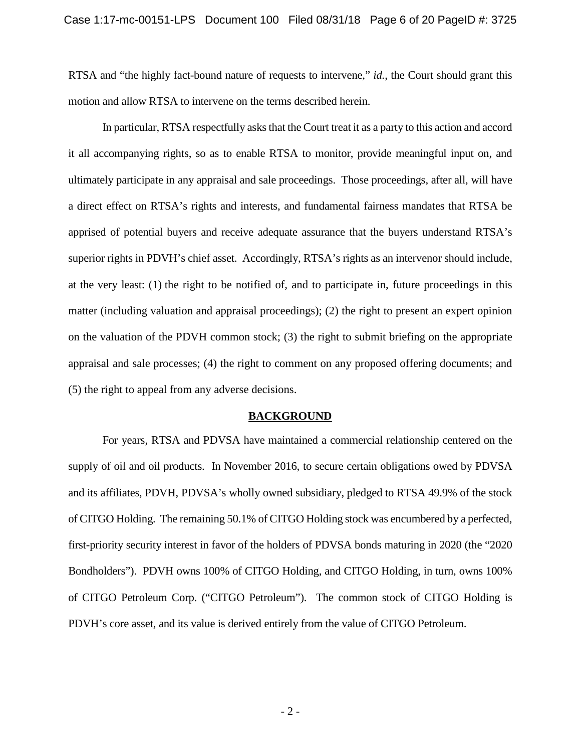RTSA and "the highly fact-bound nature of requests to intervene," *id.*, the Court should grant this motion and allow RTSA to intervene on the terms described herein.

In particular, RTSA respectfully asks that the Court treat it as a party to this action and accord it all accompanying rights, so as to enable RTSA to monitor, provide meaningful input on, and ultimately participate in any appraisal and sale proceedings. Those proceedings, after all, will have a direct effect on RTSA's rights and interests, and fundamental fairness mandates that RTSA be apprised of potential buyers and receive adequate assurance that the buyers understand RTSA's superior rights in PDVH's chief asset. Accordingly, RTSA's rights as an intervenor should include, at the very least: (1) the right to be notified of, and to participate in, future proceedings in this matter (including valuation and appraisal proceedings); (2) the right to present an expert opinion on the valuation of the PDVH common stock; (3) the right to submit briefing on the appropriate appraisal and sale processes; (4) the right to comment on any proposed offering documents; and (5) the right to appeal from any adverse decisions.

## **BACKGROUND**

For years, RTSA and PDVSA have maintained a commercial relationship centered on the supply of oil and oil products. In November 2016, to secure certain obligations owed by PDVSA and its affiliates, PDVH, PDVSA's wholly owned subsidiary, pledged to RTSA 49.9% of the stock of CITGO Holding. The remaining 50.1% of CITGO Holding stock was encumbered by a perfected, first-priority security interest in favor of the holders of PDVSA bonds maturing in 2020 (the "2020 Bondholders"). PDVH owns 100% of CITGO Holding, and CITGO Holding, in turn, owns 100% of CITGO Petroleum Corp. ("CITGO Petroleum"). The common stock of CITGO Holding is PDVH's core asset, and its value is derived entirely from the value of CITGO Petroleum.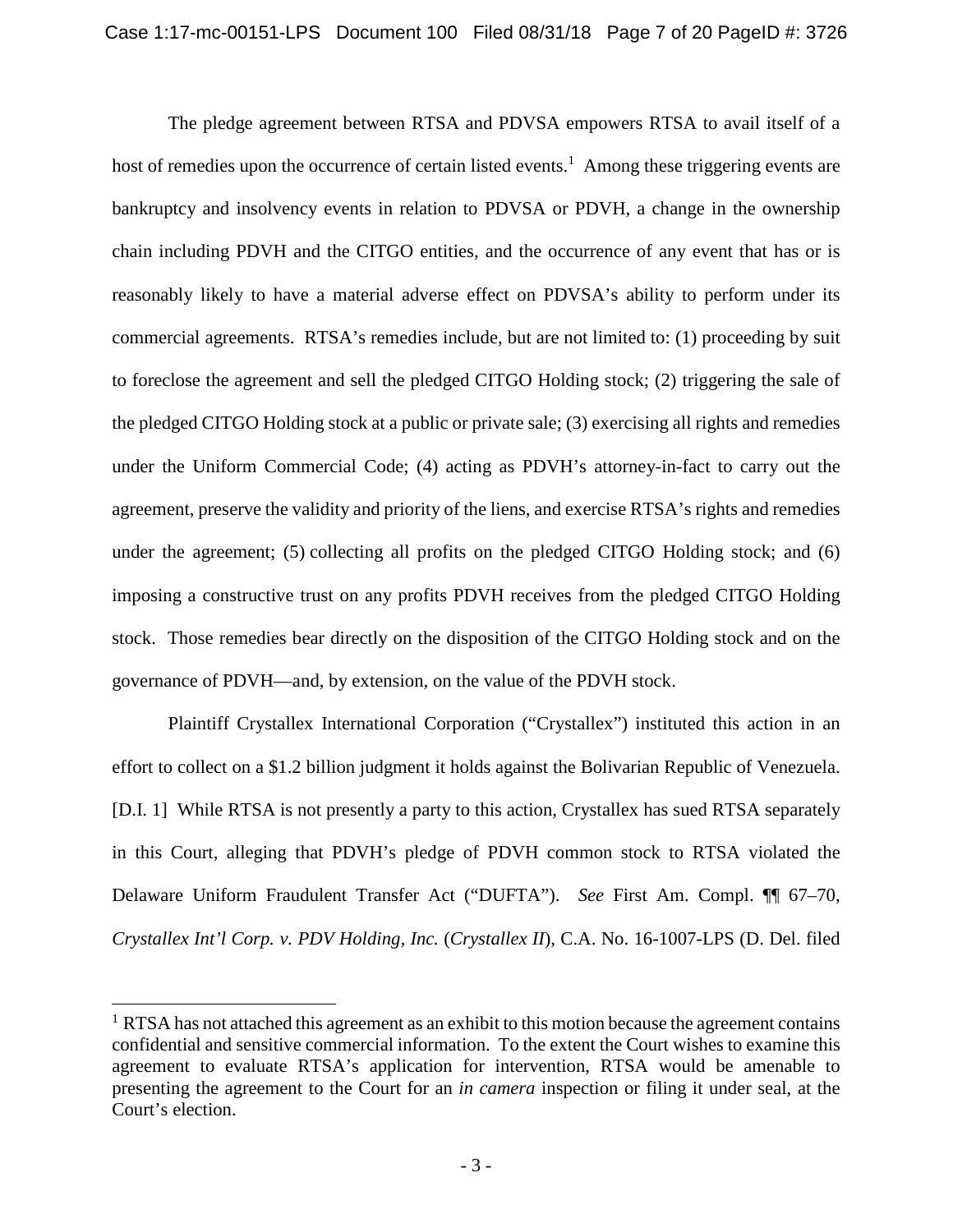The pledge agreement between RTSA and PDVSA empowers RTSA to avail itself of a host of remedies upon the occurrence of certain listed events.[1] Among these triggering events are bankruptcy and insolvency events in relation to PDVSA or PDVH, a change in the ownership chain including PDVH and the CITGO entities, and the occurrence of any event that has or is reasonably likely to have a material adverse effect on PDVSA's ability to perform under its commercial agreements. RTSA's remedies include, but are not limited to: (1) proceeding by suit to foreclose the agreement and sell the pledged CITGO Holding stock; (2) triggering the sale of the pledged CITGO Holding stock at a public or private sale; (3) exercising all rights and remedies under the Uniform Commercial Code; (4) acting as PDVH's attorney-in-fact to carry out the agreement, preserve the validity and priority of the liens, and exercise RTSA's rights and remedies under the agreement; (5) collecting all profits on the pledged CITGO Holding stock; and (6) imposing a constructive trust on any profits PDVH receives from the pledged CITGO Holding stock. Those remedies bear directly on the disposition of the CITGO Holding stock and on the governance of PDVH—and, by extension, on the value of the PDVH stock.

Plaintiff Crystallex International Corporation ("Crystallex") instituted this action in an effort to collect on a $1.2 billion judgment it holds against the Bolivarian Republic of Venezuela. [D.I. 1] While RTSA is not presently a party to this action, Crystallex has sued RTSA separately in this Court, alleging that PDVH's pledge of PDVH common stock to RTSA violated the Delaware Uniform Fraudulent Transfer Act ("DUFTA"). *See* First Am. Compl. ¶¶ 67–70, *Crystallex Int'l Corp. v. PDV Holding, Inc.* (*Crystallex II*), C.A. No. 16-1007-LPS (D. Del. filed

---

[1] RTSA has not attached this agreement as an exhibit to this motion because the agreement contains confidential and sensitive commercial information. To the extent the Court wishes to examine this agreement to evaluate RTSA's application for intervention, RTSA would be amenable to presenting the agreement to the Court for an *in camera* inspection or filing it under seal, at the Court's election.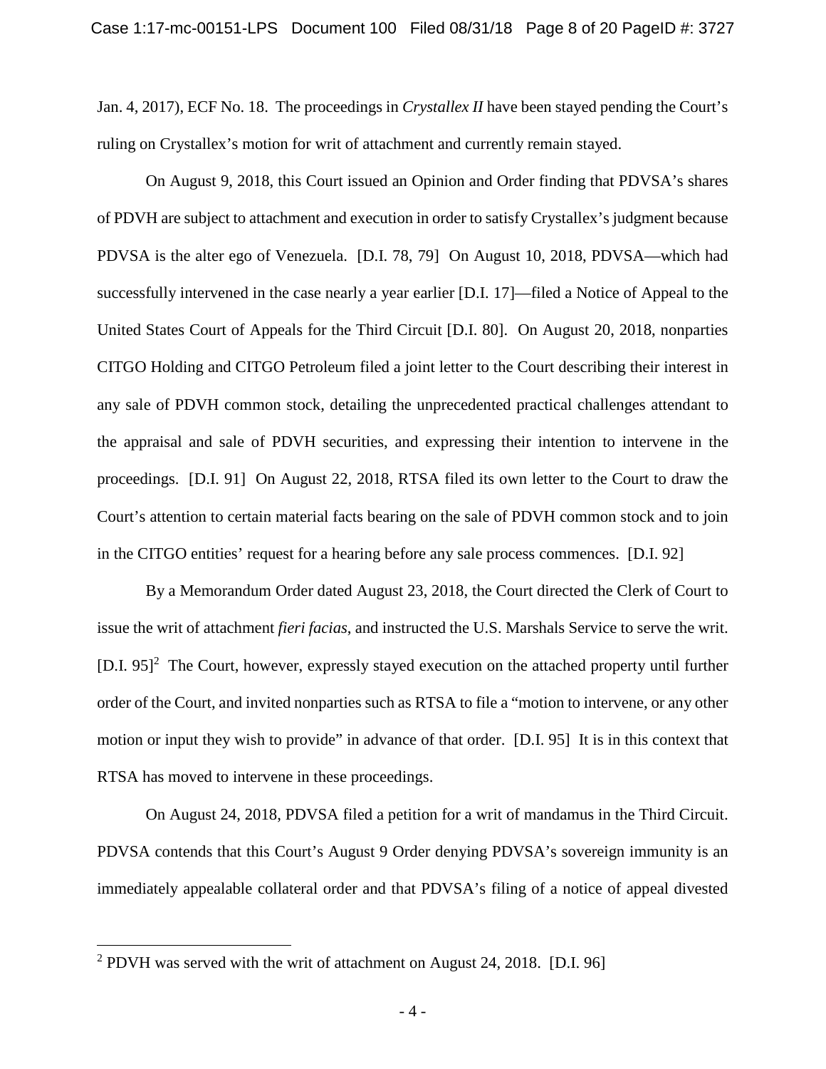Jan. 4, 2017), ECF No. 18. The proceedings in *Crystallex II* have been stayed pending the Court's ruling on Crystallex's motion for writ of attachment and currently remain stayed.

On August 9, 2018, this Court issued an Opinion and Order finding that PDVSA's shares of PDVH are subject to attachment and execution in order to satisfy Crystallex's judgment because PDVSA is the alter ego of Venezuela. [D.I. 78, 79] On August 10, 2018, PDVSA—which had successfully intervened in the case nearly a year earlier [D.I. 17]—filed a Notice of Appeal to the United States Court of Appeals for the Third Circuit [D.I. 80]. On August 20, 2018, nonparties CITGO Holding and CITGO Petroleum filed a joint letter to the Court describing their interest in any sale of PDVH common stock, detailing the unprecedented practical challenges attendant to the appraisal and sale of PDVH securities, and expressing their intention to intervene in the proceedings. [D.I. 91] On August 22, 2018, RTSA filed its own letter to the Court to draw the Court's attention to certain material facts bearing on the sale of PDVH common stock and to join in the CITGO entities' request for a hearing before any sale process commences. [D.I. 92]

By a Memorandum Order dated August 23, 2018, the Court directed the Clerk of Court to issue the writ of attachment *fieri facias*, and instructed the U.S. Marshals Service to serve the writ. [D.I. 95][2] The Court, however, expressly stayed execution on the attached property until further order of the Court, and invited nonparties such as RTSA to file a "motion to intervene, or any other motion or input they wish to provide" in advance of that order. [D.I. 95] It is in this context that RTSA has moved to intervene in these proceedings.

On August 24, 2018, PDVSA filed a petition for a writ of mandamus in the Third Circuit. PDVSA contends that this Court's August 9 Order denying PDVSA's sovereign immunity is an immediately appealable collateral order and that PDVSA's filing of a notice of appeal divested

[2] PDVH was served with the writ of attachment on August 24, 2018. [D.I. 96]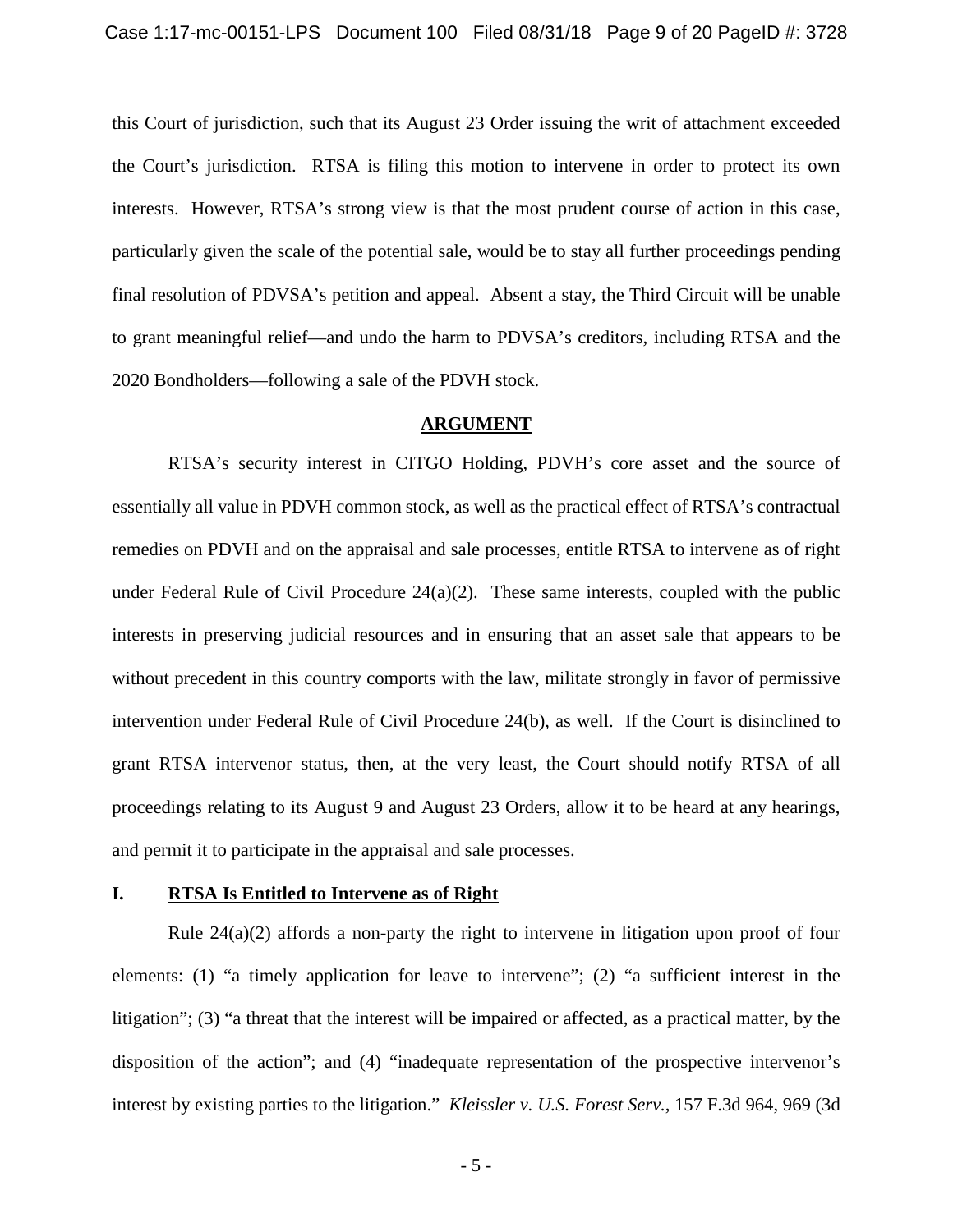this Court of jurisdiction, such that its August 23 Order issuing the writ of attachment exceeded the Court's jurisdiction. RTSA is filing this motion to intervene in order to protect its own interests. However, RTSA's strong view is that the most prudent course of action in this case, particularly given the scale of the potential sale, would be to stay all further proceedings pending final resolution of PDVSA's petition and appeal. Absent a stay, the Third Circuit will be unable to grant meaningful relief—and undo the harm to PDVSA's creditors, including RTSA and the 2020 Bondholders—following a sale of the PDVH stock.

## ARGUMENT

RTSA's security interest in CITGO Holding, PDVH's core asset and the source of essentially all value in PDVH common stock, as well as the practical effect of RTSA's contractual remedies on PDVH and on the appraisal and sale processes, entitle RTSA to intervene as of right under Federal Rule of Civil Procedure 24(a)(2). These same interests, coupled with the public interests in preserving judicial resources and in ensuring that an asset sale that appears to be without precedent in this country comports with the law, militate strongly in favor of permissive intervention under Federal Rule of Civil Procedure 24(b), as well. If the Court is disinclined to grant RTSA intervenor status, then, at the very least, the Court should notify RTSA of all proceedings relating to its August 9 and August 23 Orders, allow it to be heard at any hearings, and permit it to participate in the appraisal and sale processes.

### I. RTSA Is Entitled to Intervene as of Right

Rule 24(a)(2) affords a non-party the right to intervene in litigation upon proof of four elements: (1) "a timely application for leave to intervene"; (2) "a sufficient interest in the litigation"; (3) "a threat that the interest will be impaired or affected, as a practical matter, by the disposition of the action"; and (4) "inadequate representation of the prospective intervenor's interest by existing parties to the litigation." *Kleissler v. U.S. Forest Serv.*, 157 F.3d 964, 969 (3d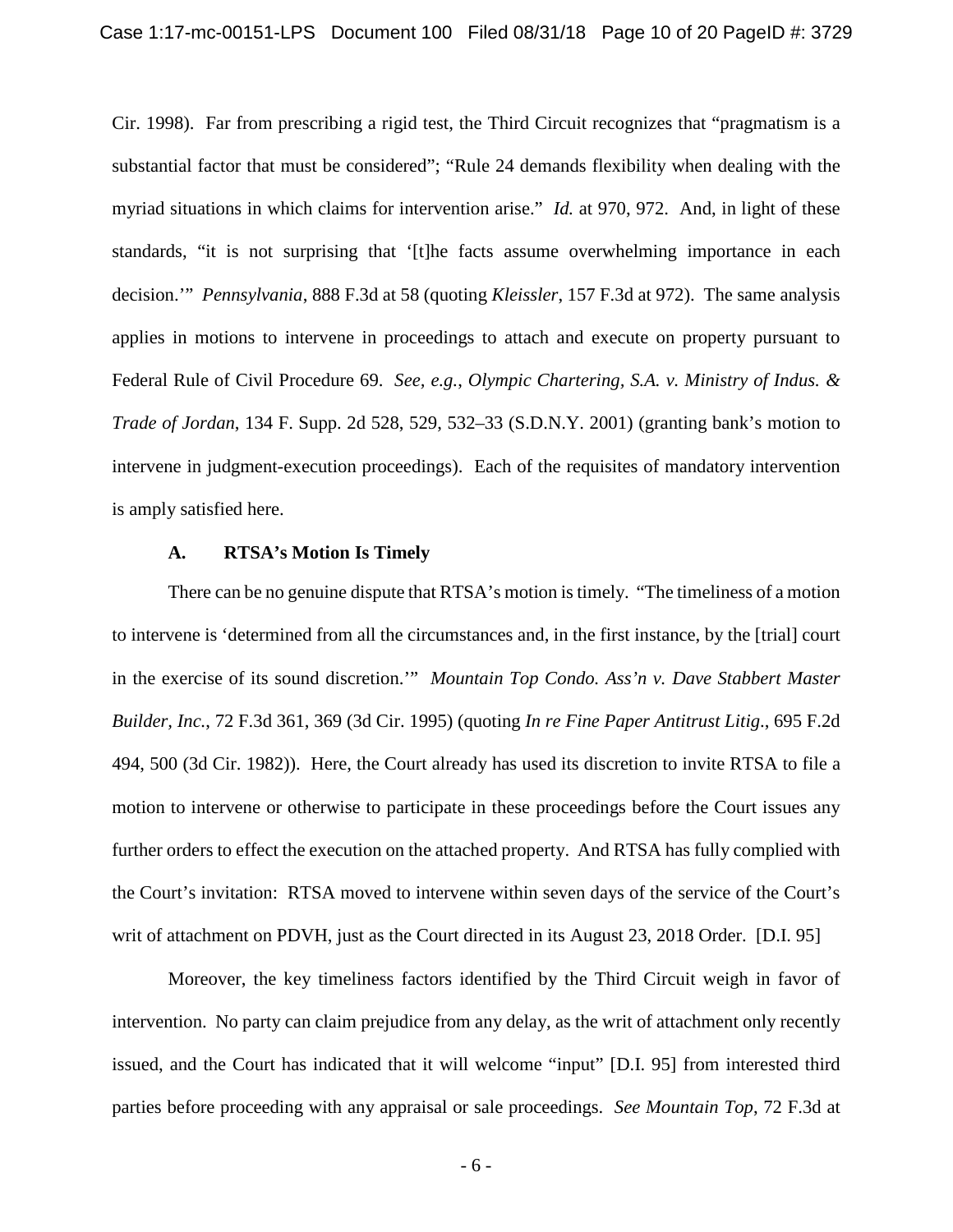Cir. 1998). Far from prescribing a rigid test, the Third Circuit recognizes that "pragmatism is a substantial factor that must be considered"; "Rule 24 demands flexibility when dealing with the myriad situations in which claims for intervention arise." *Id.* at 970, 972. And, in light of these standards, "it is not surprising that '[t]he facts assume overwhelming importance in each decision.'" *Pennsylvania*, 888 F.3d at 58 (quoting *Kleissler*, 157 F.3d at 972). The same analysis applies in motions to intervene in proceedings to attach and execute on property pursuant to Federal Rule of Civil Procedure 69. *See, e.g.*, *Olympic Chartering, S.A. v. Ministry of Indus. & Trade of Jordan*, 134 F. Supp. 2d 528, 529, 532–33 (S.D.N.Y. 2001) (granting bank's motion to intervene in judgment-execution proceedings). Each of the requisites of mandatory intervention is amply satisfied here.

### A. RTSA's Motion Is Timely

There can be no genuine dispute that RTSA's motion is timely. "The timeliness of a motion to intervene is 'determined from all the circumstances and, in the first instance, by the [trial] court in the exercise of its sound discretion.'" *Mountain Top Condo. Ass'n v. Dave Stabbert Master Builder, Inc.*, 72 F.3d 361, 369 (3d Cir. 1995) (quoting *In re Fine Paper Antitrust Litig*., 695 F.2d 494, 500 (3d Cir. 1982)). Here, the Court already has used its discretion to invite RTSA to file a motion to intervene or otherwise to participate in these proceedings before the Court issues any further orders to effect the execution on the attached property. And RTSA has fully complied with the Court's invitation: RTSA moved to intervene within seven days of the service of the Court's writ of attachment on PDVH, just as the Court directed in its August 23, 2018 Order. [D.I. 95]

Moreover, the key timeliness factors identified by the Third Circuit weigh in favor of intervention. No party can claim prejudice from any delay, as the writ of attachment only recently issued, and the Court has indicated that it will welcome "input" [D.I. 95] from interested third parties before proceeding with any appraisal or sale proceedings. *See Mountain Top*, 72 F.3d at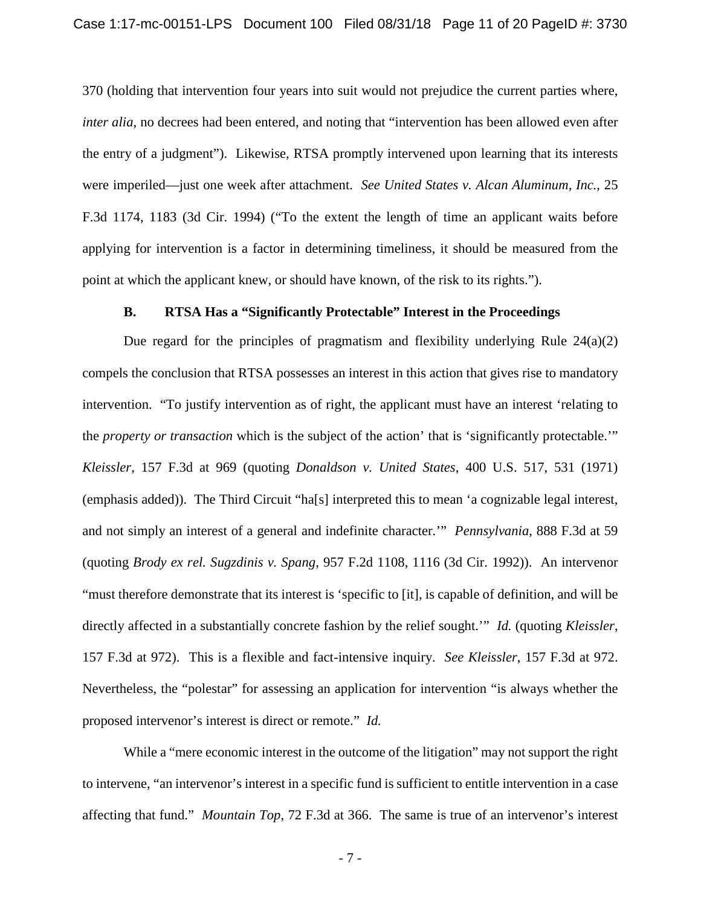370 (holding that intervention four years into suit would not prejudice the current parties where, *inter alia*, no decrees had been entered, and noting that "intervention has been allowed even after the entry of a judgment"). Likewise, RTSA promptly intervened upon learning that its interests were imperiled—just one week after attachment. *See United States v. Alcan Aluminum, Inc.*, 25 F.3d 1174, 1183 (3d Cir. 1994) ("To the extent the length of time an applicant waits before applying for intervention is a factor in determining timeliness, it should be measured from the point at which the applicant knew, or should have known, of the risk to its rights.").

### B. RTSA Has a "Significantly Protectable" Interest in the Proceedings

Due regard for the principles of pragmatism and flexibility underlying Rule 24(a)(2) compels the conclusion that RTSA possesses an interest in this action that gives rise to mandatory intervention. "To justify intervention as of right, the applicant must have an interest 'relating to the *property or transaction* which is the subject of the action' that is 'significantly protectable.'" *Kleissler*, 157 F.3d at 969 (quoting *Donaldson v. United States*, 400 U.S. 517, 531 (1971) (emphasis added)). The Third Circuit "ha[s] interpreted this to mean 'a cognizable legal interest, and not simply an interest of a general and indefinite character.'" *Pennsylvania*, 888 F.3d at 59 (quoting *Brody ex rel. Sugzdinis v. Spang*, 957 F.2d 1108, 1116 (3d Cir. 1992)). An intervenor "must therefore demonstrate that its interest is 'specific to [it], is capable of definition, and will be directly affected in a substantially concrete fashion by the relief sought.'" *Id.* (quoting *Kleissler*, 157 F.3d at 972). This is a flexible and fact-intensive inquiry. *See Kleissler*, 157 F.3d at 972. Nevertheless, the "polestar" for assessing an application for intervention "is always whether the proposed intervenor's interest is direct or remote." *Id.*

While a "mere economic interest in the outcome of the litigation" may not support the right to intervene, "an intervenor's interest in a specific fund is sufficient to entitle intervention in a case affecting that fund." *Mountain Top*, 72 F.3d at 366. The same is true of an intervenor's interest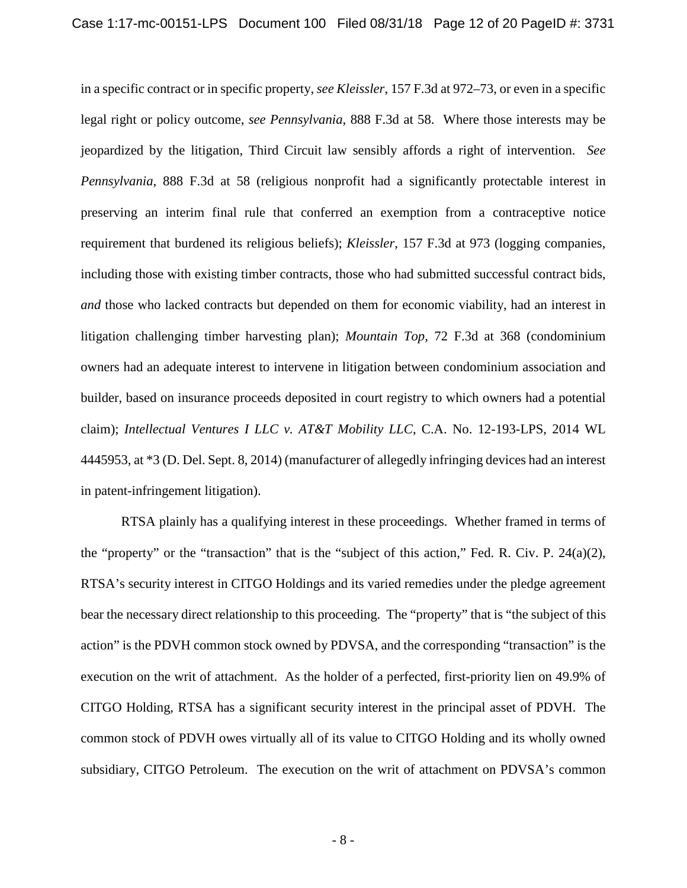in a specific contract or in specific property, *see Kleissler*, 157 F.3d at 972–73, or even in a specific legal right or policy outcome, *see Pennsylvania*, 888 F.3d at 58. Where those interests may be jeopardized by the litigation, Third Circuit law sensibly affords a right of intervention. *See Pennsylvania*, 888 F.3d at 58 (religious nonprofit had a significantly protectable interest in preserving an interim final rule that conferred an exemption from a contraceptive notice requirement that burdened its religious beliefs); *Kleissler*, 157 F.3d at 973 (logging companies, including those with existing timber contracts, those who had submitted successful contract bids, *and* those who lacked contracts but depended on them for economic viability, had an interest in litigation challenging timber harvesting plan); *Mountain Top*, 72 F.3d at 368 (condominium owners had an adequate interest to intervene in litigation between condominium association and builder, based on insurance proceeds deposited in court registry to which owners had a potential claim); *Intellectual Ventures I LLC v. AT&T Mobility LLC*, C.A. No. 12-193-LPS, 2014 WL 4445953, at *3 (D. Del. Sept. 8, 2014) (manufacturer of allegedly infringing devices had an interest in patent-infringement litigation).

RTSA plainly has a qualifying interest in these proceedings. Whether framed in terms of the "property" or the "transaction" that is the "subject of this action," Fed. R. Civ. P. 24(a)(2), RTSA's security interest in CITGO Holdings and its varied remedies under the pledge agreement bear the necessary direct relationship to this proceeding. The "property" that is "the subject of this action" is the PDVH common stock owned by PDVSA, and the corresponding "transaction" is the execution on the writ of attachment. As the holder of a perfected, first-priority lien on 49.9% of CITGO Holding, RTSA has a significant security interest in the principal asset of PDVH. The common stock of PDVH owes virtually all of its value to CITGO Holding and its wholly owned subsidiary, CITGO Petroleum. The execution on the writ of attachment on PDVSA's common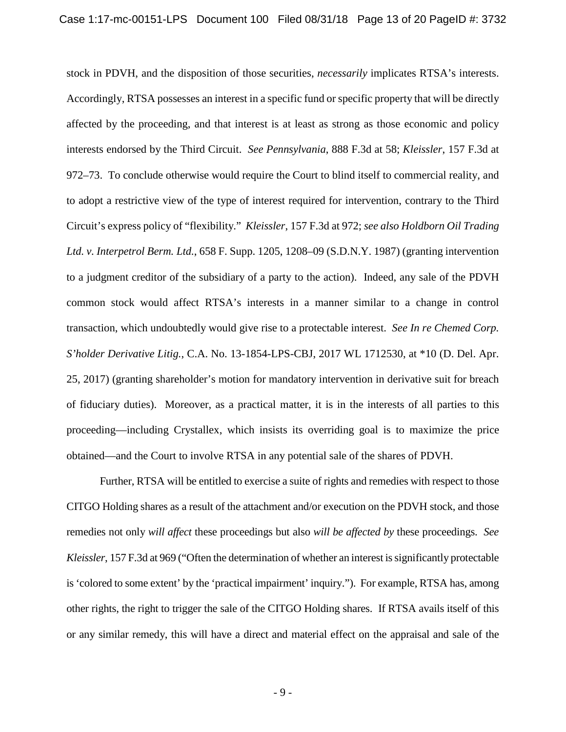stock in PDVH, and the disposition of those securities, *necessarily* implicates RTSA's interests. Accordingly, RTSA possesses an interest in a specific fund or specific property that will be directly affected by the proceeding, and that interest is at least as strong as those economic and policy interests endorsed by the Third Circuit. *See Pennsylvania*, 888 F.3d at 58; *Kleissler*, 157 F.3d at 972–73. To conclude otherwise would require the Court to blind itself to commercial reality, and to adopt a restrictive view of the type of interest required for intervention, contrary to the Third Circuit's express policy of "flexibility." *Kleissler*, 157 F.3d at 972; *see also Holdborn Oil Trading Ltd. v. Interpetrol Berm. Ltd.*, 658 F. Supp. 1205, 1208–09 (S.D.N.Y. 1987) (granting intervention to a judgment creditor of the subsidiary of a party to the action). Indeed, any sale of the PDVH common stock would affect RTSA's interests in a manner similar to a change in control transaction, which undoubtedly would give rise to a protectable interest. *See In re Chemed Corp. S'holder Derivative Litig.*, C.A. No. 13-1854-LPS-CBJ, 2017 WL 1712530, at *10 (D. Del. Apr. 25, 2017) (granting shareholder's motion for mandatory intervention in derivative suit for breach of fiduciary duties). Moreover, as a practical matter, it is in the interests of all parties to this proceeding—including Crystallex, which insists its overriding goal is to maximize the price obtained—and the Court to involve RTSA in any potential sale of the shares of PDVH.

Further, RTSA will be entitled to exercise a suite of rights and remedies with respect to those CITGO Holding shares as a result of the attachment and/or execution on the PDVH stock, and those remedies not only *will affect* these proceedings but also *will be affected by* these proceedings. *See Kleissler*, 157 F.3d at 969 ("Often the determination of whether an interest is significantly protectable is 'colored to some extent' by the 'practical impairment' inquiry."). For example, RTSA has, among other rights, the right to trigger the sale of the CITGO Holding shares. If RTSA avails itself of this or any similar remedy, this will have a direct and material effect on the appraisal and sale of the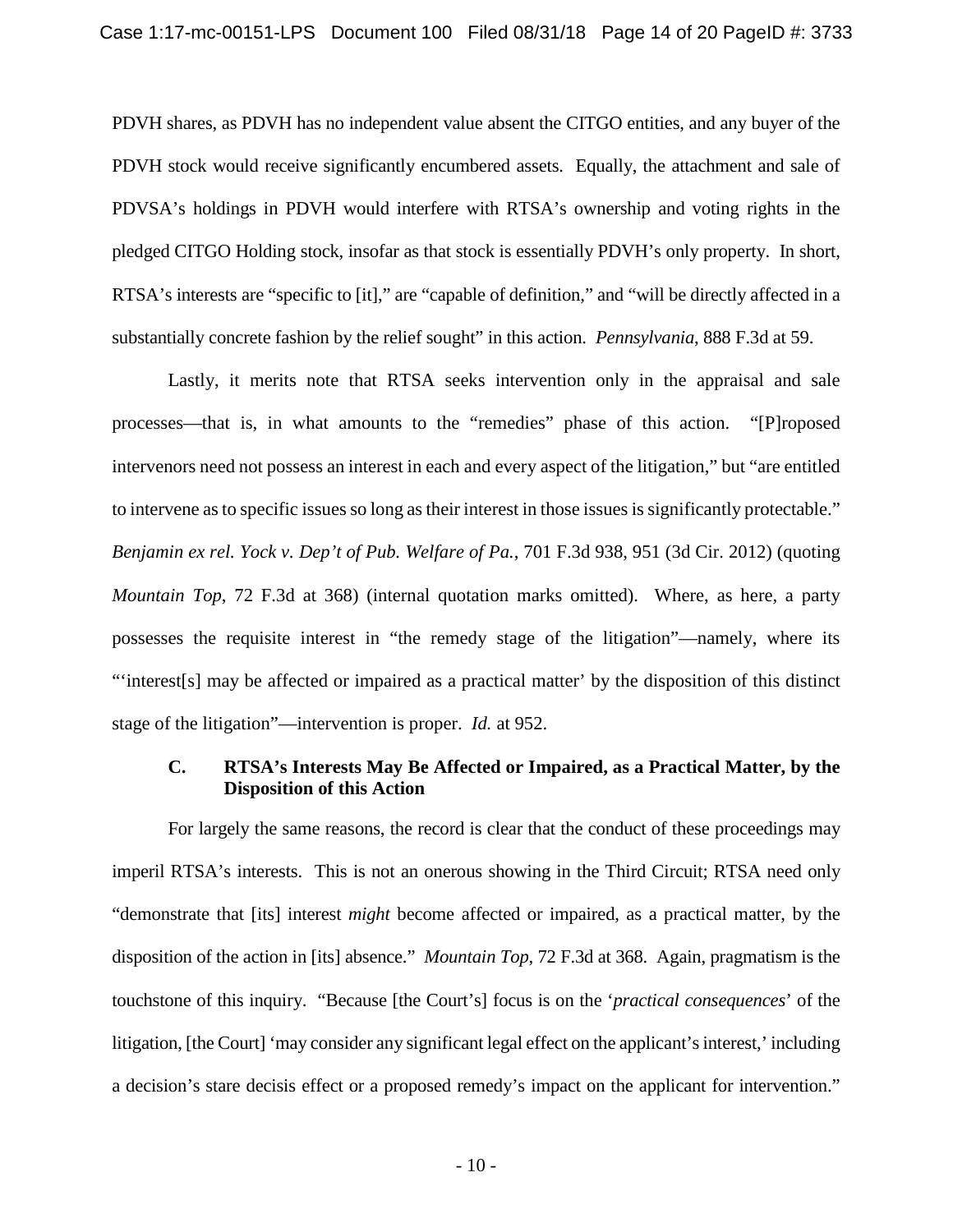PDVH shares, as PDVH has no independent value absent the CITGO entities, and any buyer of the PDVH stock would receive significantly encumbered assets. Equally, the attachment and sale of PDVSA's holdings in PDVH would interfere with RTSA's ownership and voting rights in the pledged CITGO Holding stock, insofar as that stock is essentially PDVH's only property. In short, RTSA's interests are "specific to [it]," are "capable of definition," and "will be directly affected in a substantially concrete fashion by the relief sought" in this action. *Pennsylvania*, 888 F.3d at 59.

Lastly, it merits note that RTSA seeks intervention only in the appraisal and sale processes—that is, in what amounts to the "remedies" phase of this action. "[P]roposed intervenors need not possess an interest in each and every aspect of the litigation," but "are entitled to intervene as to specific issues so long as their interest in those issues is significantly protectable." *Benjamin ex rel. Yock v. Dep't of Pub. Welfare of Pa.*, 701 F.3d 938, 951 (3d Cir. 2012) (quoting *Mountain Top*, 72 F.3d at 368) (internal quotation marks omitted). Where, as here, a party possesses the requisite interest in "the remedy stage of the litigation"—namely, where its "'interest[s] may be affected or impaired as a practical matter' by the disposition of this distinct stage of the litigation"—intervention is proper. *Id.* at 952.

### C. RTSA's Interests May Be Affected or Impaired, as a Practical Matter, by the Disposition of this Action

For largely the same reasons, the record is clear that the conduct of these proceedings may imperil RTSA's interests. This is not an onerous showing in the Third Circuit; RTSA need only "demonstrate that [its] interest *might* become affected or impaired, as a practical matter, by the disposition of the action in [its] absence." *Mountain Top*, 72 F.3d at 368. Again, pragmatism is the touchstone of this inquiry. "Because [the Court's] focus is on the '*practical consequences*' of the litigation, [the Court] 'may consider any significant legal effect on the applicant's interest,' including a decision's stare decisis effect or a proposed remedy's impact on the applicant for intervention."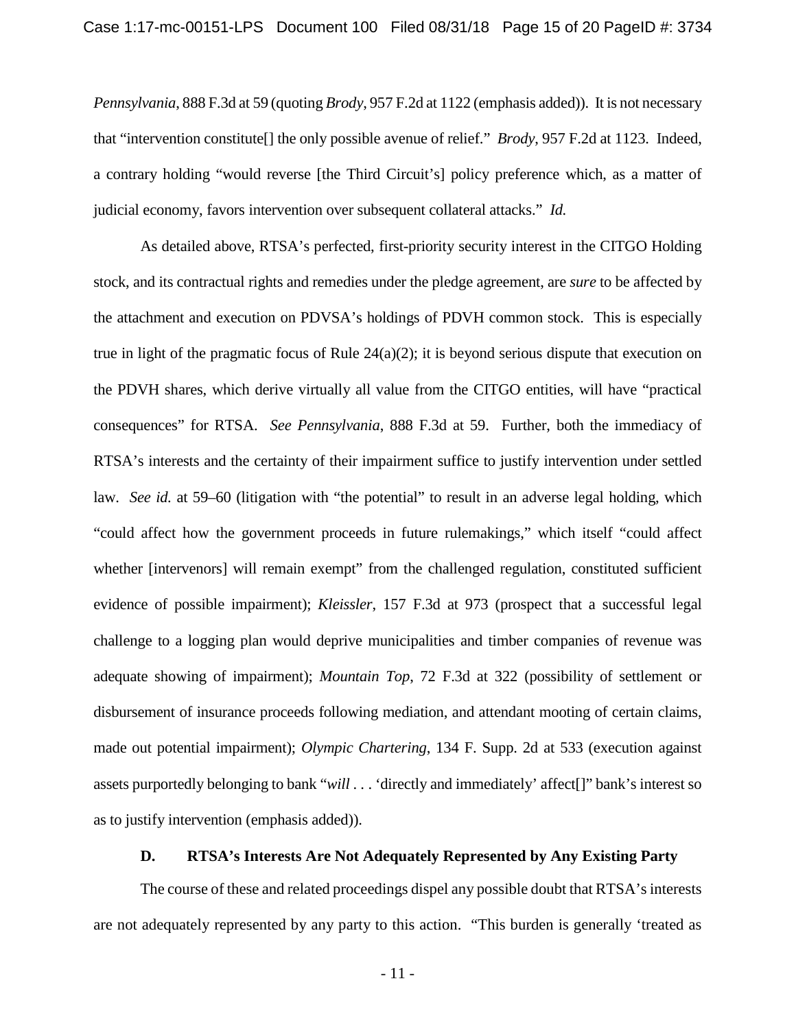*Pennsylvania*, 888 F.3d at 59 (quoting *Brody*, 957 F.2d at 1122 (emphasis added)). It is not necessary that "intervention constitute[] the only possible avenue of relief." *Brody*, 957 F.2d at 1123. Indeed, a contrary holding "would reverse [the Third Circuit's] policy preference which, as a matter of judicial economy, favors intervention over subsequent collateral attacks." *Id.*

As detailed above, RTSA's perfected, first-priority security interest in the CITGO Holding stock, and its contractual rights and remedies under the pledge agreement, are *sure* to be affected by the attachment and execution on PDVSA's holdings of PDVH common stock. This is especially true in light of the pragmatic focus of Rule 24(a)(2); it is beyond serious dispute that execution on the PDVH shares, which derive virtually all value from the CITGO entities, will have "practical consequences" for RTSA. *See Pennsylvania*, 888 F.3d at 59. Further, both the immediacy of RTSA's interests and the certainty of their impairment suffice to justify intervention under settled law. *See id.* at 59–60 (litigation with "the potential" to result in an adverse legal holding, which "could affect how the government proceeds in future rulemakings," which itself "could affect whether [intervenors] will remain exempt" from the challenged regulation, constituted sufficient evidence of possible impairment); *Kleissler*, 157 F.3d at 973 (prospect that a successful legal challenge to a logging plan would deprive municipalities and timber companies of revenue was adequate showing of impairment); *Mountain Top*, 72 F.3d at 322 (possibility of settlement or disbursement of insurance proceeds following mediation, and attendant mooting of certain claims, made out potential impairment); *Olympic Chartering*, 134 F. Supp. 2d at 533 (execution against assets purportedly belonging to bank "*will* . . . 'directly and immediately' affect[]" bank's interest so as to justify intervention (emphasis added)).

### D. RTSA's Interests Are Not Adequately Represented by Any Existing Party

The course of these and related proceedings dispel any possible doubt that RTSA's interests are not adequately represented by any party to this action. "This burden is generally 'treated as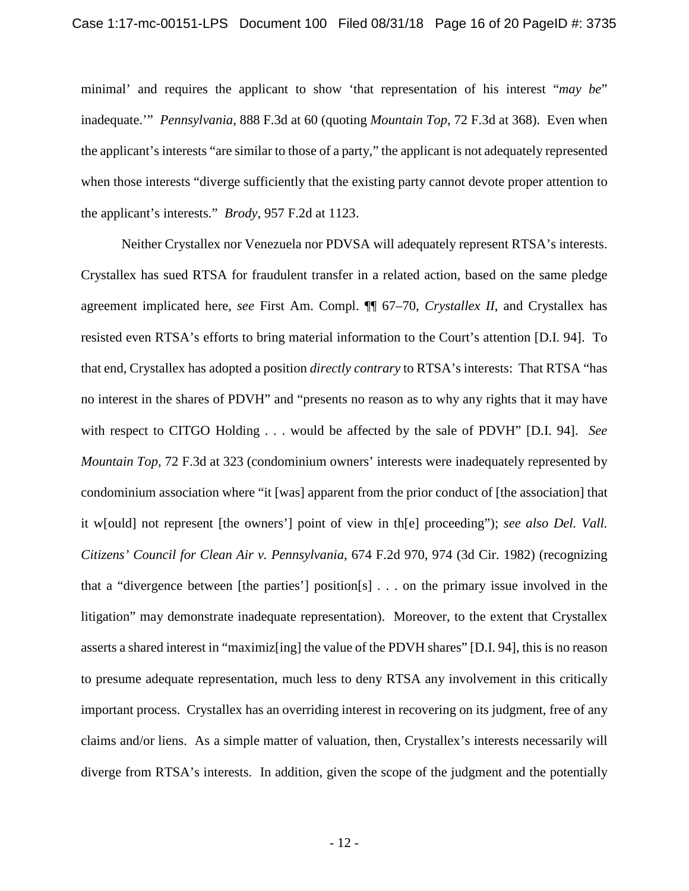minimal' and requires the applicant to show 'that representation of his interest "*may be*" inadequate.'" *Pennsylvania*, 888 F.3d at 60 (quoting *Mountain Top*, 72 F.3d at 368). Even when the applicant's interests "are similar to those of a party," the applicant is not adequately represented when those interests "diverge sufficiently that the existing party cannot devote proper attention to the applicant's interests." *Brody*, 957 F.2d at 1123.

Neither Crystallex nor Venezuela nor PDVSA will adequately represent RTSA's interests. Crystallex has sued RTSA for fraudulent transfer in a related action, based on the same pledge agreement implicated here, *see* First Am. Compl. ¶¶ 67–70, *Crystallex II*, and Crystallex has resisted even RTSA's efforts to bring material information to the Court's attention [D.I. 94]. To that end, Crystallex has adopted a position *directly contrary* to RTSA's interests: That RTSA "has no interest in the shares of PDVH" and "presents no reason as to why any rights that it may have with respect to CITGO Holding . . . would be affected by the sale of PDVH" [D.I. 94]. *See Mountain Top*, 72 F.3d at 323 (condominium owners' interests were inadequately represented by condominium association where "it [was] apparent from the prior conduct of [the association] that it w[ould] not represent [the owners'] point of view in th[e] proceeding"); *see also Del. Vall. Citizens' Council for Clean Air v. Pennsylvania*, 674 F.2d 970, 974 (3d Cir. 1982) (recognizing that a "divergence between [the parties'] position[s] . . . on the primary issue involved in the litigation" may demonstrate inadequate representation). Moreover, to the extent that Crystallex asserts a shared interest in "maximiz[ing] the value of the PDVH shares" [D.I. 94], this is no reason to presume adequate representation, much less to deny RTSA any involvement in this critically important process. Crystallex has an overriding interest in recovering on its judgment, free of any claims and/or liens. As a simple matter of valuation, then, Crystallex's interests necessarily will diverge from RTSA's interests. In addition, given the scope of the judgment and the potentially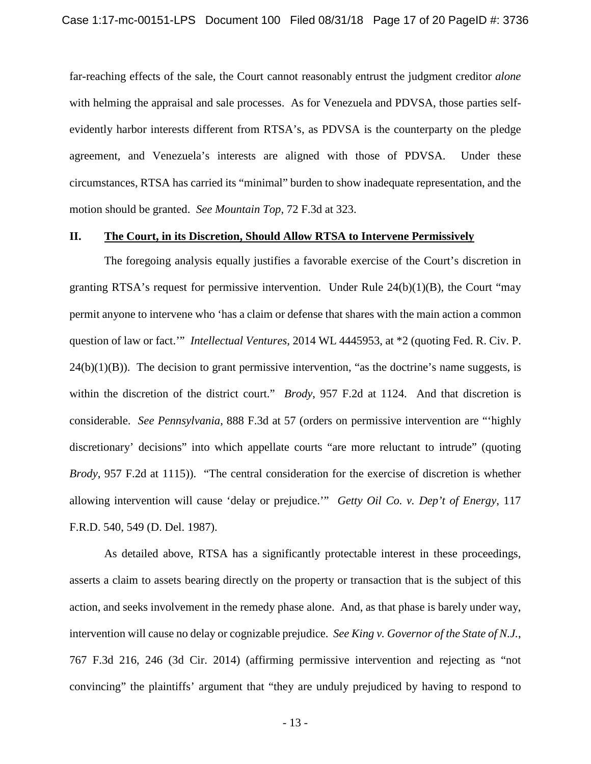far-reaching effects of the sale, the Court cannot reasonably entrust the judgment creditor *alone* with helming the appraisal and sale processes. As for Venezuela and PDVSA, those parties self-evidently harbor interests different from RTSA's, as PDVSA is the counterparty on the pledge agreement, and Venezuela's interests are aligned with those of PDVSA. Under these circumstances, RTSA has carried its "minimal" burden to show inadequate representation, and the motion should be granted. *See Mountain Top*, 72 F.3d at 323.

## II. The Court, in its Discretion, Should Allow RTSA to Intervene Permissively

The foregoing analysis equally justifies a favorable exercise of the Court's discretion in granting RTSA's request for permissive intervention. Under Rule 24(b)(1)(B), the Court "may permit anyone to intervene who 'has a claim or defense that shares with the main action a common question of law or fact.'" *Intellectual Ventures*, 2014 WL 4445953, at *2 (quoting Fed. R. Civ. P. 24(b)(1)(B)). The decision to grant permissive intervention, "as the doctrine's name suggests, is within the discretion of the district court." *Brody*, 957 F.2d at 1124. And that discretion is considerable. *See Pennsylvania*, 888 F.3d at 57 (orders on permissive intervention are "'highly discretionary' decisions" into which appellate courts "are more reluctant to intrude" (quoting *Brody*, 957 F.2d at 1115)). "The central consideration for the exercise of discretion is whether allowing intervention will cause 'delay or prejudice.'" *Getty Oil Co. v. Dep't of Energy*, 117 F.R.D. 540, 549 (D. Del. 1987).

As detailed above, RTSA has a significantly protectable interest in these proceedings, asserts a claim to assets bearing directly on the property or transaction that is the subject of this action, and seeks involvement in the remedy phase alone. And, as that phase is barely under way, intervention will cause no delay or cognizable prejudice. *See King v. Governor of the State of N.J.*, 767 F.3d 216, 246 (3d Cir. 2014) (affirming permissive intervention and rejecting as "not convincing" the plaintiffs' argument that "they are unduly prejudiced by having to respond to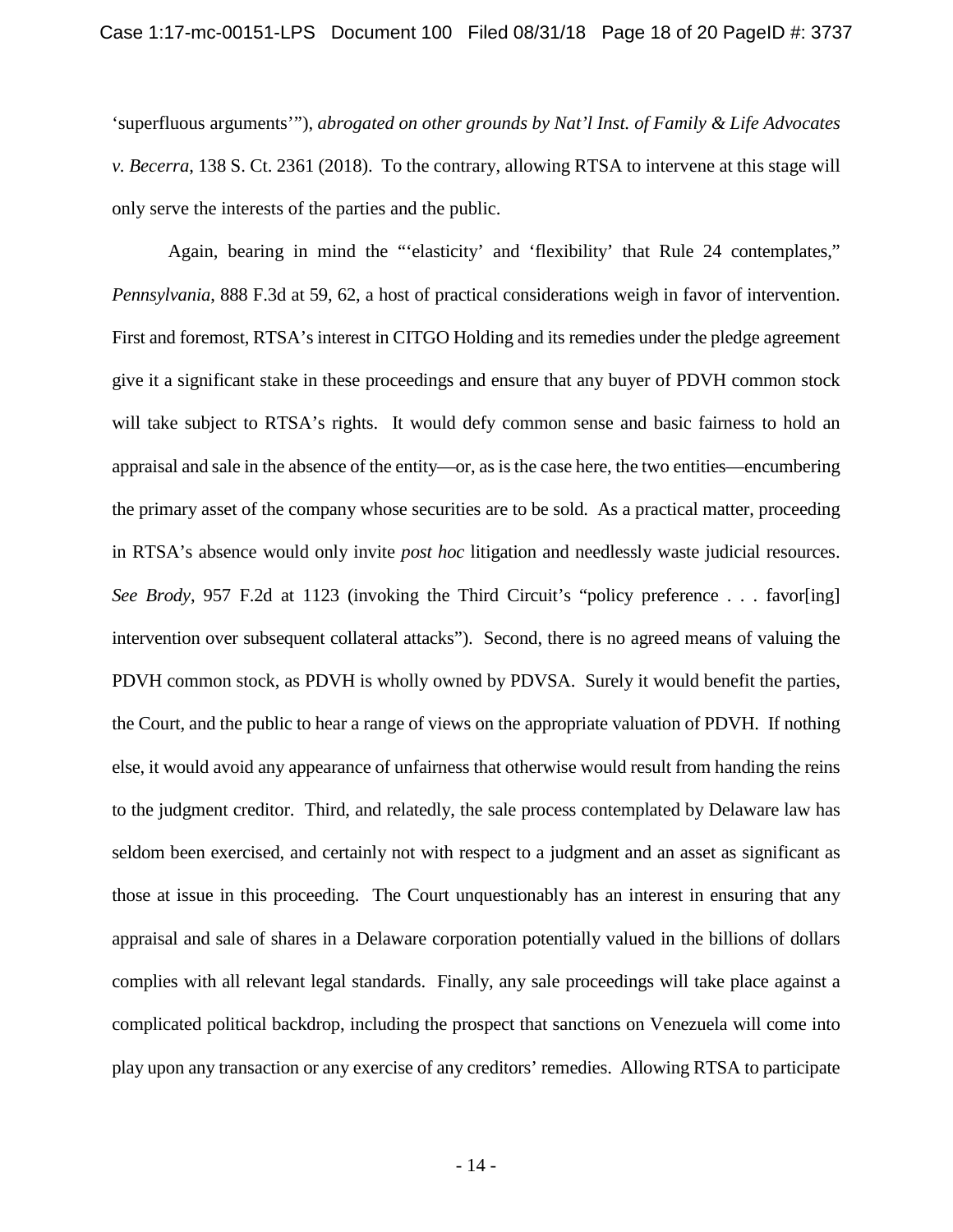'superfluous arguments'"), *abrogated on other grounds by Nat'l Inst. of Family & Life Advocates v. Becerra*, 138 S. Ct. 2361 (2018). To the contrary, allowing RTSA to intervene at this stage will only serve the interests of the parties and the public.

Again, bearing in mind the "'elasticity' and 'flexibility' that Rule 24 contemplates," *Pennsylvania*, 888 F.3d at 59, 62, a host of practical considerations weigh in favor of intervention. First and foremost, RTSA's interest in CITGO Holding and its remedies under the pledge agreement give it a significant stake in these proceedings and ensure that any buyer of PDVH common stock will take subject to RTSA's rights. It would defy common sense and basic fairness to hold an appraisal and sale in the absence of the entity—or, as is the case here, the two entities—encumbering the primary asset of the company whose securities are to be sold. As a practical matter, proceeding in RTSA's absence would only invite *post hoc* litigation and needlessly waste judicial resources. *See Brody*, 957 F.2d at 1123 (invoking the Third Circuit's "policy preference . . . favor[ing] intervention over subsequent collateral attacks"). Second, there is no agreed means of valuing the PDVH common stock, as PDVH is wholly owned by PDVSA. Surely it would benefit the parties, the Court, and the public to hear a range of views on the appropriate valuation of PDVH. If nothing else, it would avoid any appearance of unfairness that otherwise would result from handing the reins to the judgment creditor. Third, and relatedly, the sale process contemplated by Delaware law has seldom been exercised, and certainly not with respect to a judgment and an asset as significant as those at issue in this proceeding. The Court unquestionably has an interest in ensuring that any appraisal and sale of shares in a Delaware corporation potentially valued in the billions of dollars complies with all relevant legal standards. Finally, any sale proceedings will take place against a complicated political backdrop, including the prospect that sanctions on Venezuela will come into play upon any transaction or any exercise of any creditors' remedies. Allowing RTSA to participate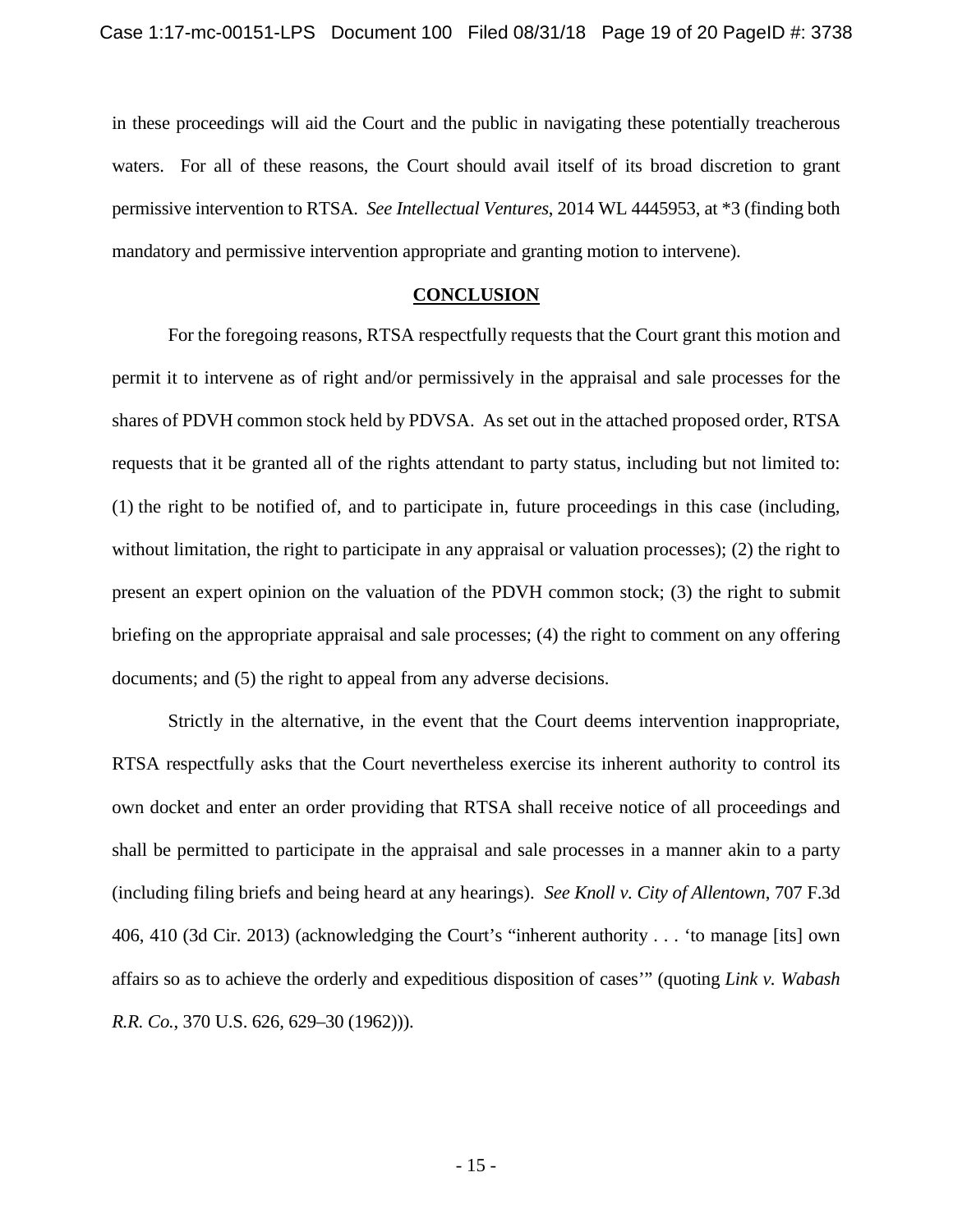in these proceedings will aid the Court and the public in navigating these potentially treacherous waters. For all of these reasons, the Court should avail itself of its broad discretion to grant permissive intervention to RTSA. *See Intellectual Ventures*, 2014 WL 4445953, at *3 (finding both mandatory and permissive intervention appropriate and granting motion to intervene).

## **CONCLUSION**

For the foregoing reasons, RTSA respectfully requests that the Court grant this motion and permit it to intervene as of right and/or permissively in the appraisal and sale processes for the shares of PDVH common stock held by PDVSA. As set out in the attached proposed order, RTSA requests that it be granted all of the rights attendant to party status, including but not limited to: (1) the right to be notified of, and to participate in, future proceedings in this case (including, without limitation, the right to participate in any appraisal or valuation processes); (2) the right to present an expert opinion on the valuation of the PDVH common stock; (3) the right to submit briefing on the appropriate appraisal and sale processes; (4) the right to comment on any offering documents; and (5) the right to appeal from any adverse decisions.

Strictly in the alternative, in the event that the Court deems intervention inappropriate, RTSA respectfully asks that the Court nevertheless exercise its inherent authority to control its own docket and enter an order providing that RTSA shall receive notice of all proceedings and shall be permitted to participate in the appraisal and sale processes in a manner akin to a party (including filing briefs and being heard at any hearings). *See Knoll v. City of Allentown*, 707 F.3d 406, 410 (3d Cir. 2013) (acknowledging the Court's "inherent authority . . . 'to manage [its] own affairs so as to achieve the orderly and expeditious disposition of cases'" (quoting *Link v. Wabash R.R. Co.*, 370 U.S. 626, 629–30 (1962))).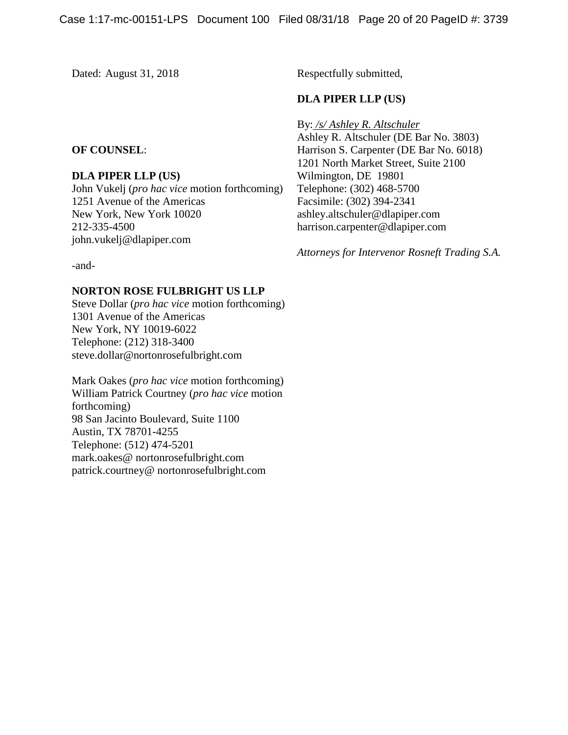Dated: August 31, 2018

Respectfully submitted,

**DLA PIPER LLP (US)**

By: */s/ Ashley R. Altschuler*
Ashley R. Altschuler (DE Bar No. 3803)
Harrison S. Carpenter (DE Bar No. 6018)
1201 North Market Street, Suite 2100
Wilmington, DE 19801
Telephone: (302) 468-5700
Facsimile: (302) 394-2341
ashley.altschuler@dlapiper.com
harrison.carpenter@dlapiper.com

*Attorneys for Intervenor Rosneft Trading S.A.*

**OF COUNSEL**:

**DLA PIPER LLP (US)**
John Vukelj (*pro hac vice* motion forthcoming)
1251 Avenue of the Americas
New York, New York 10020
212-335-4500
john.vukelj@dlapiper.com

-and-

**NORTON ROSE FULBRIGHT US LLP**
Steve Dollar (*pro hac vice* motion forthcoming)
1301 Avenue of the Americas
New York, NY 10019-6022
Telephone: (212) 318-3400
steve.dollar@nortonrosefulbright.com

Mark Oakes (*pro hac vice* motion forthcoming)
William Patrick Courtney (*pro hac vice* motion forthcoming)
98 San Jacinto Boulevard, Suite 1100
Austin, TX 78701-4255
Telephone: (512) 474-5201
mark.oakes@ nortonrosefulbright.com
patrick.courtney@ nortonrosefulbright.com